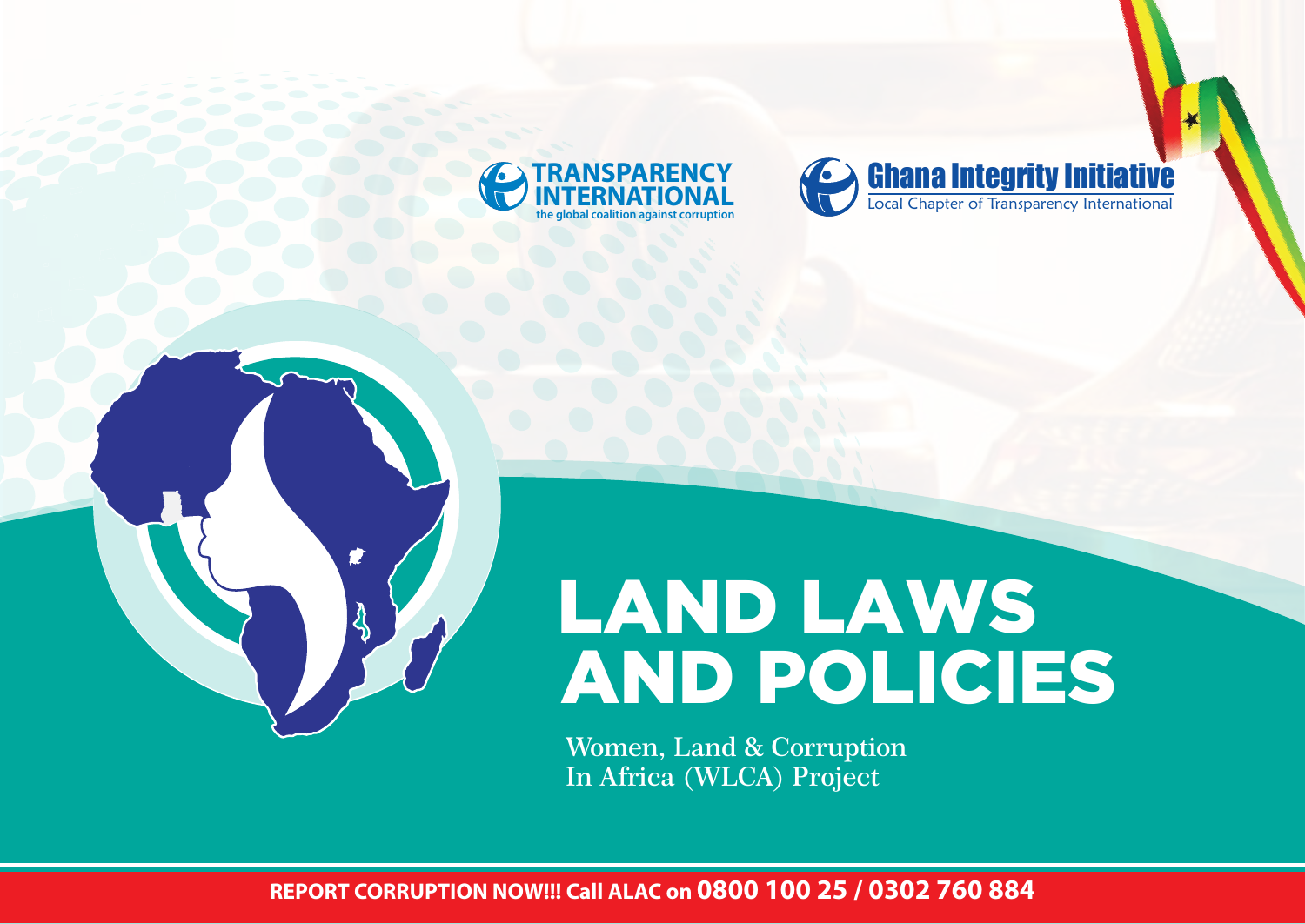TRANSPARENCY INTERNATIONAL
the global coalition against corruption

Ghana Integrity Initiative
Local Chapter of Transparency International

# LAND LAWS AND POLICIES

Women, Land & Corruption In Africa (WLCA) Project

**REPORT CORRUPTION NOW!!! Call ALAC on 0800 100 25 / 0302 760 884**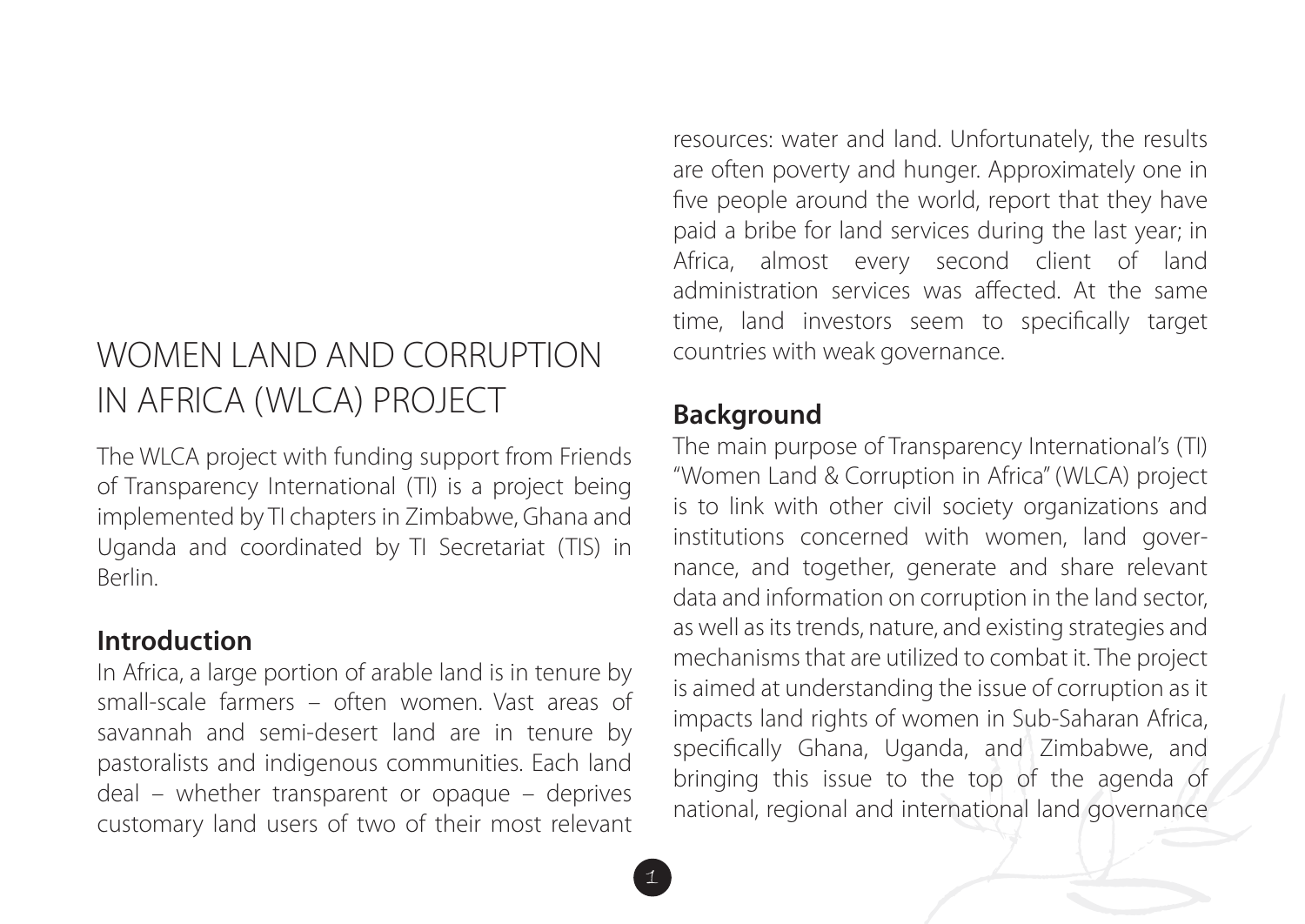# WOMEN LAND AND CORRUPTION IN AFRICA (WLCA) PROJECT

The WLCA project with funding support from Friends of Transparency International (TI) is a project being implemented by TI chapters in Zimbabwe, Ghana and Uganda and coordinated by TI Secretariat (TIS) in Berlin.

## Introduction

In Africa, a large portion of arable land is in tenure by small-scale farmers – often women. Vast areas of savannah and semi-desert land are in tenure by pastoralists and indigenous communities. Each land deal – whether transparent or opaque – deprives customary land users of two of their most relevant resources: water and land. Unfortunately, the results are often poverty and hunger. Approximately one in five people around the world, report that they have paid a bribe for land services during the last year; in Africa, almost every second client of land administration services was affected. At the same time, land investors seem to specifically target countries with weak governance.

## Background

The main purpose of Transparency International's (TI) "Women Land & Corruption in Africa" (WLCA) project is to link with other civil society organizations and institutions concerned with women, land governance, and together, generate and share relevant data and information on corruption in the land sector, as well as its trends, nature, and existing strategies and mechanisms that are utilized to combat it. The project is aimed at understanding the issue of corruption as it impacts land rights of women in Sub-Saharan Africa, specifically Ghana, Uganda, and Zimbabwe, and bringing this issue to the top of the agenda of national, regional and international land governance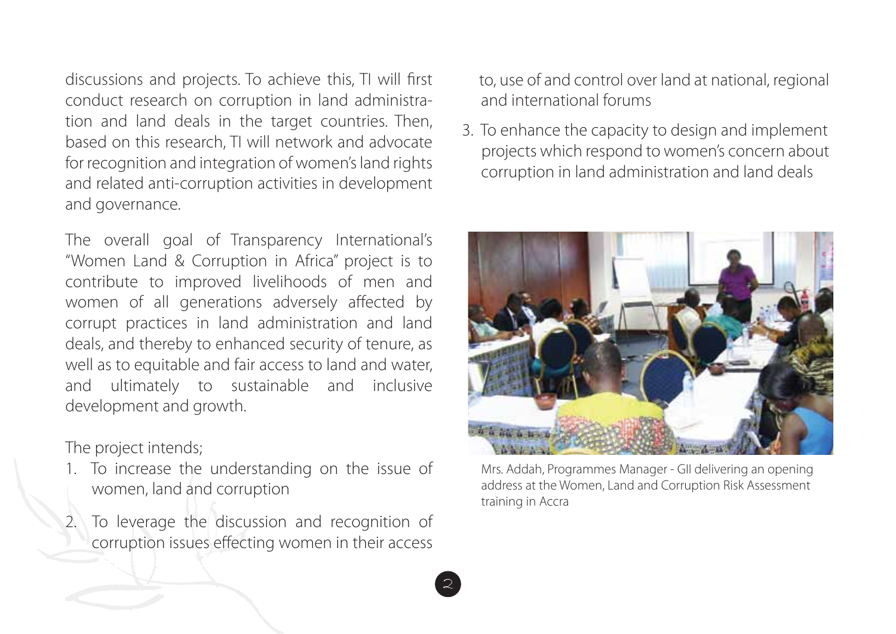discussions and projects. To achieve this, TI will first conduct research on corruption in land administration and land deals in the target countries. Then, based on this research, TI will network and advocate for recognition and integration of women's land rights and related anti-corruption activities in development and governance.

The overall goal of Transparency International's "Women Land & Corruption in Africa" project is to contribute to improved livelihoods of men and women of all generations adversely affected by corrupt practices in land administration and land deals, and thereby to enhanced security of tenure, as well as to equitable and fair access to land and water, and ultimately to sustainable and inclusive development and growth.

The project intends;

1. To increase the understanding on the issue of women, land and corruption
2. To leverage the discussion and recognition of corruption issues effecting women in their access to, use of and control over land at national, regional and international forums
3. To enhance the capacity to design and implement projects which respond to women's concern about corruption in land administration and land deals

Mrs. Addah, Programmes Manager - GII delivering an opening address at the Women, Land and Corruption Risk Assessment training in Accra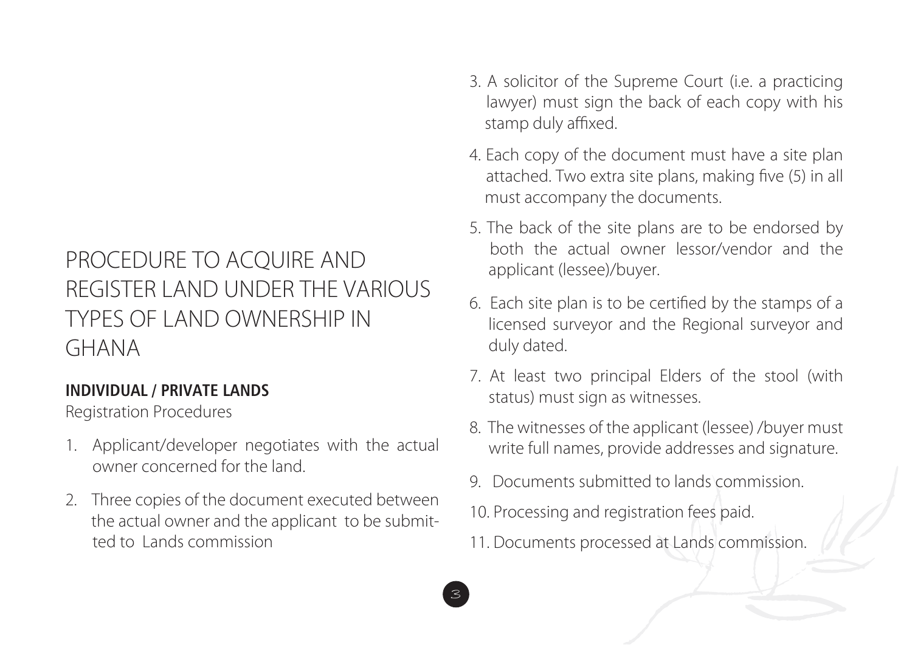# PROCEDURE TO ACQUIRE AND REGISTER LAND UNDER THE VARIOUS TYPES OF LAND OWNERSHIP IN GHANA

## INDIVIDUAL / PRIVATE LANDS

Registration Procedures

1. Applicant/developer negotiates with the actual owner concerned for the land.
2. Three copies of the document executed between the actual owner and the applicant to be submitted to Lands commission
3. A solicitor of the Supreme Court (i.e. a practicing lawyer) must sign the back of each copy with his stamp duly affixed.
4. Each copy of the document must have a site plan attached. Two extra site plans, making five (5) in all must accompany the documents.
5. The back of the site plans are to be endorsed by both the actual owner lessor/vendor and the applicant (lessee)/buyer.
6. Each site plan is to be certified by the stamps of a licensed surveyor and the Regional surveyor and duly dated.
7. At least two principal Elders of the stool (with status) must sign as witnesses.
8. The witnesses of the applicant (lessee) /buyer must write full names, provide addresses and signature.
9. Documents submitted to lands commission.
10. Processing and registration fees paid.
11. Documents processed at Lands commission.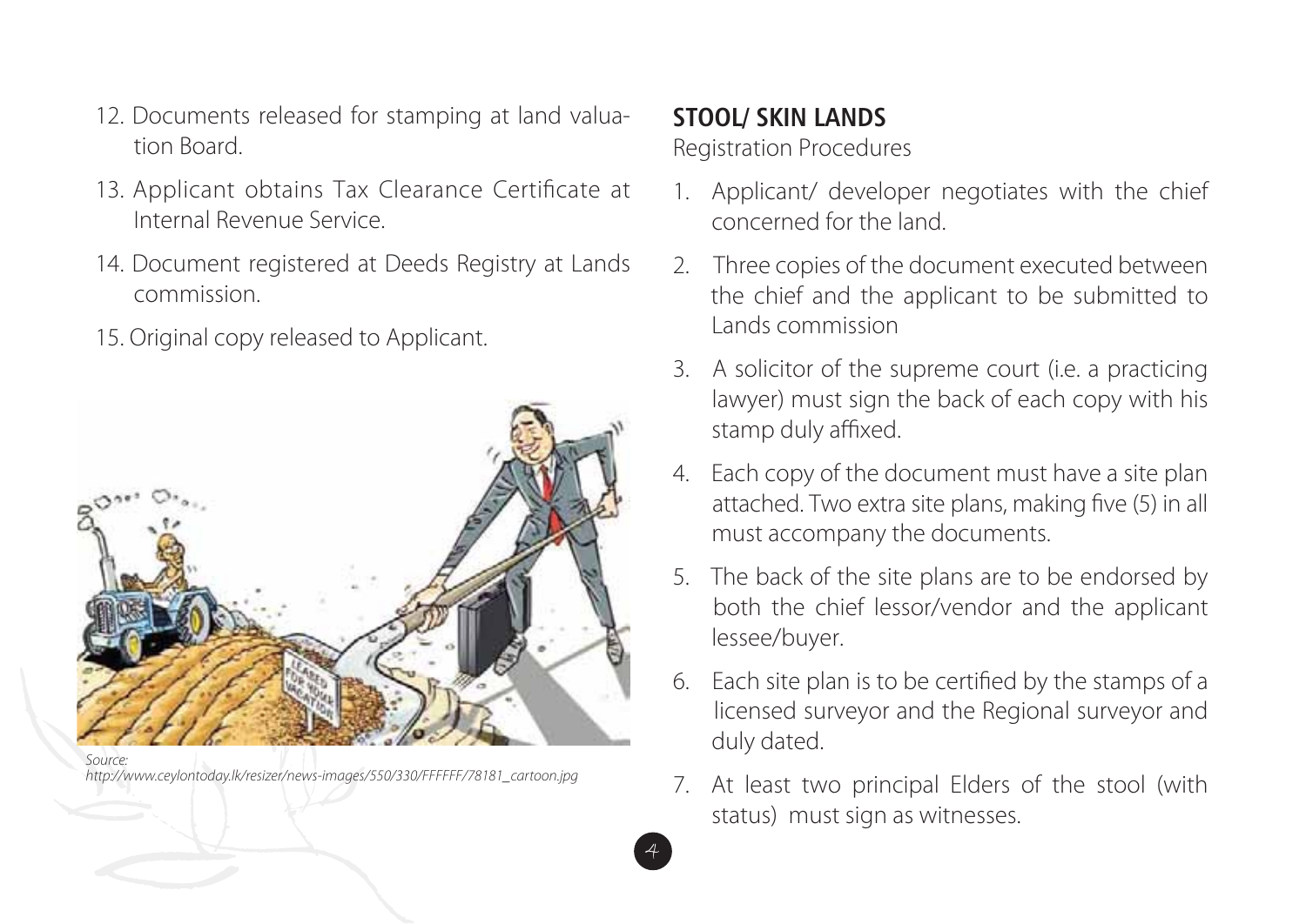12. Documents released for stamping at land valuation Board.

13. Applicant obtains Tax Clearance Certificate at Internal Revenue Service.

14. Document registered at Deeds Registry at Lands commission.

15. Original copy released to Applicant.

*Source:*
*http://www.ceylontoday.lk/resizer/news-images/550/330/FFFFFF/78181_cartoon.jpg*

## STOOL/ SKIN LANDS

Registration Procedures

1. Applicant/ developer negotiates with the chief concerned for the land.

2. Three copies of the document executed between the chief and the applicant to be submitted to Lands commission

3. A solicitor of the supreme court (i.e. a practicing lawyer) must sign the back of each copy with his stamp duly affixed.

4. Each copy of the document must have a site plan attached. Two extra site plans, making five (5) in all must accompany the documents.

5. The back of the site plans are to be endorsed by both the chief lessor/vendor and the applicant lessee/buyer.

6. Each site plan is to be certified by the stamps of a licensed surveyor and the Regional surveyor and duly dated.

7. At least two principal Elders of the stool (with status) must sign as witnesses.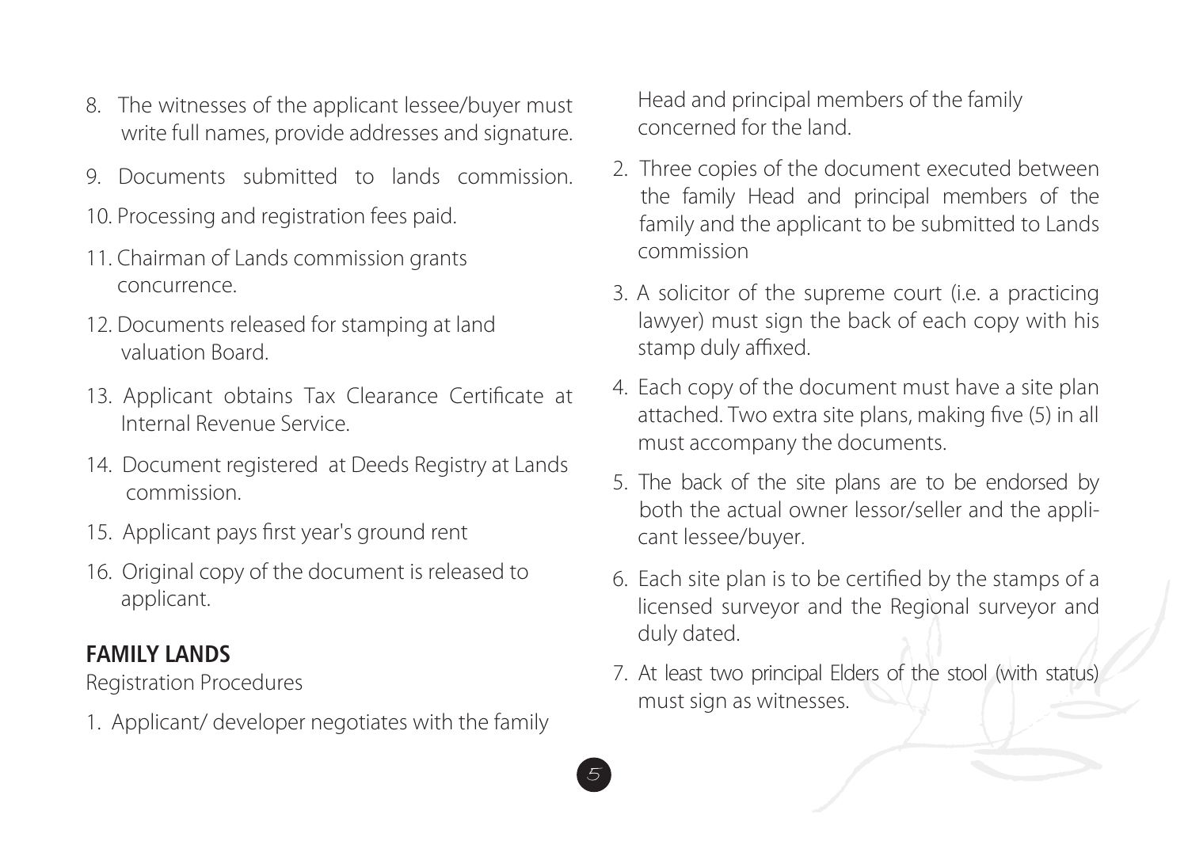8. The witnesses of the applicant lessee/buyer must write full names, provide addresses and signature.
9. Documents submitted to lands commission.
10. Processing and registration fees paid.
11. Chairman of Lands commission grants concurrence.
12. Documents released for stamping at land valuation Board.
13. Applicant obtains Tax Clearance Certificate at Internal Revenue Service.
14. Document registered at Deeds Registry at Lands commission.
15. Applicant pays first year's ground rent
16. Original copy of the document is released to applicant.

## FAMILY LANDS

Registration Procedures

1. Applicant/ developer negotiates with the family Head and principal members of the family concerned for the land.
2. Three copies of the document executed between the family Head and principal members of the family and the applicant to be submitted to Lands commission
3. A solicitor of the supreme court (i.e. a practicing lawyer) must sign the back of each copy with his stamp duly affixed.
4. Each copy of the document must have a site plan attached. Two extra site plans, making five (5) in all must accompany the documents.
5. The back of the site plans are to be endorsed by both the actual owner lessor/seller and the applicant lessee/buyer.
6. Each site plan is to be certified by the stamps of a licensed surveyor and the Regional surveyor and duly dated.
7. At least two principal Elders of the stool (with status) must sign as witnesses.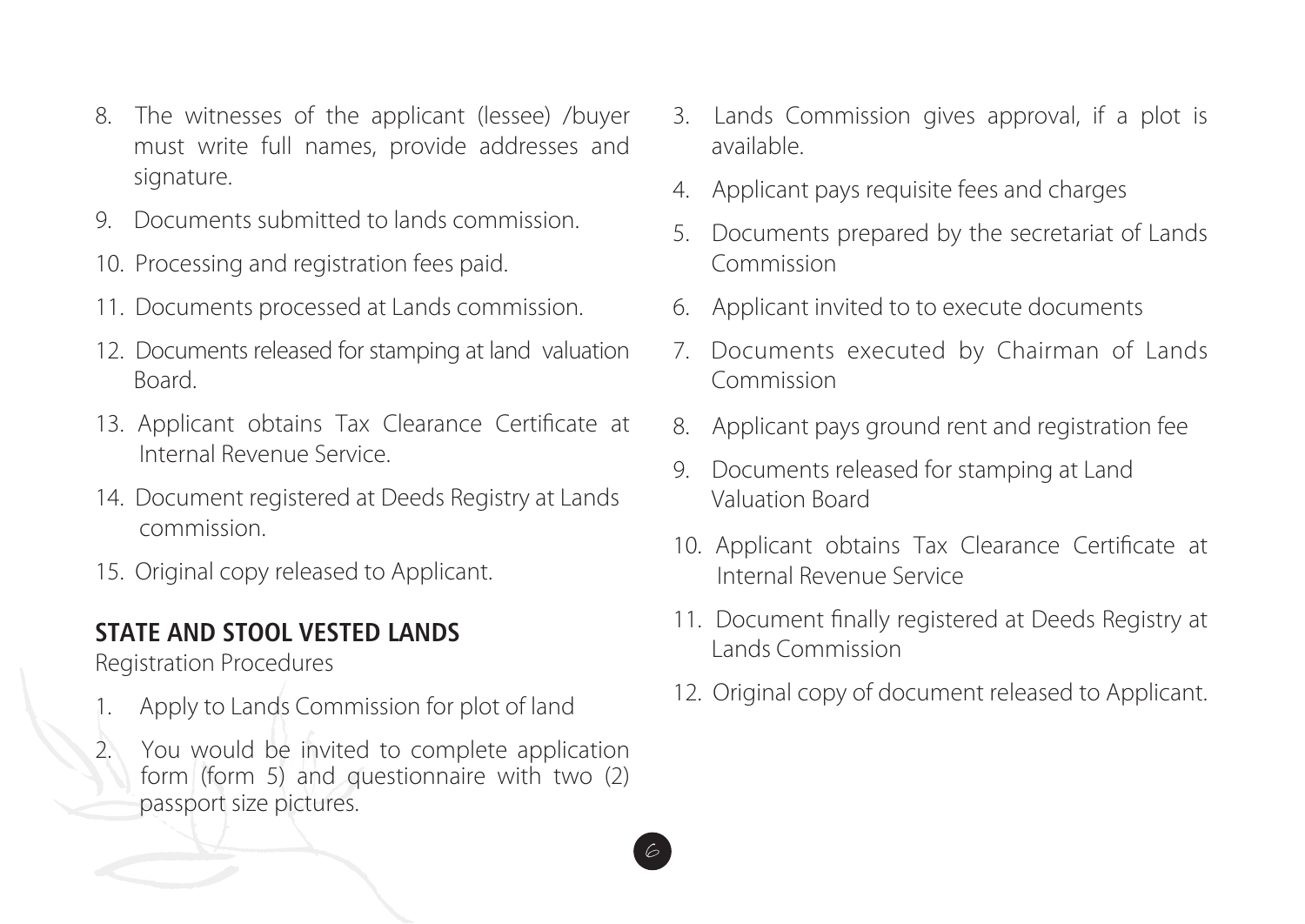8. The witnesses of the applicant (lessee) /buyer must write full names, provide addresses and signature.
9. Documents submitted to lands commission.
10. Processing and registration fees paid.
11. Documents processed at Lands commission.
12. Documents released for stamping at land valuation Board.
13. Applicant obtains Tax Clearance Certificate at Internal Revenue Service.
14. Document registered at Deeds Registry at Lands commission.
15. Original copy released to Applicant.

## STATE AND STOOL VESTED LANDS

Registration Procedures

1. Apply to Lands Commission for plot of land
2. You would be invited to complete application form (form 5) and questionnaire with two (2) passport size pictures.
3. Lands Commission gives approval, if a plot is available.
4. Applicant pays requisite fees and charges
5. Documents prepared by the secretariat of Lands Commission
6. Applicant invited to to execute documents
7. Documents executed by Chairman of Lands Commission
8. Applicant pays ground rent and registration fee
9. Documents released for stamping at Land Valuation Board
10. Applicant obtains Tax Clearance Certificate at Internal Revenue Service
11. Document finally registered at Deeds Registry at Lands Commission
12. Original copy of document released to Applicant.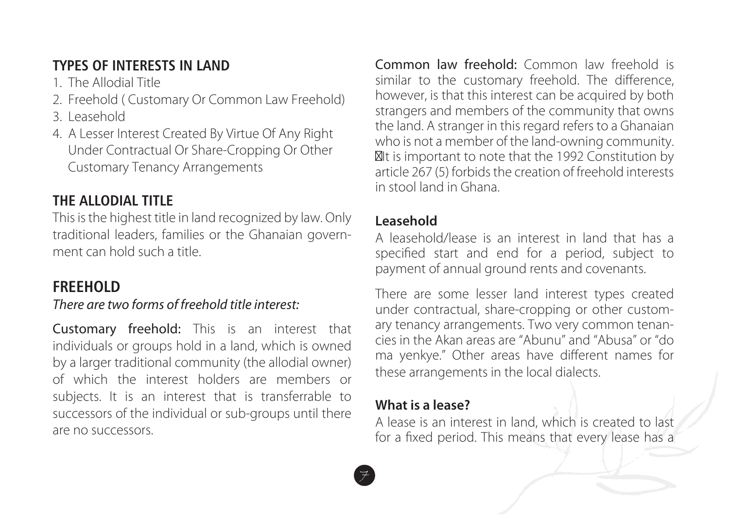## TYPES OF INTERESTS IN LAND

1. The Allodial Title
2. Freehold ( Customary Or Common Law Freehold)
3. Leasehold
4. A Lesser Interest Created By Virtue Of Any Right Under Contractual Or Share-Cropping Or Other Customary Tenancy Arrangements

## THE ALLODIAL TITLE

This is the highest title in land recognized by law. Only traditional leaders, families or the Ghanaian government can hold such a title.

## FREEHOLD

*There are two forms of freehold title interest:*

Customary freehold: This is an interest that individuals or groups hold in a land, which is owned by a larger traditional community (the allodial owner) of which the interest holders are members or subjects. It is an interest that is transferrable to successors of the individual or sub-groups until there are no successors.

Common law freehold: Common law freehold is similar to the customary freehold. The difference, however, is that this interest can be acquired by both strangers and members of the community that owns the land. A stranger in this regard refers to a Ghanaian who is not a member of the land-owning community. It is important to note that the 1992 Constitution by article 267 (5) forbids the creation of freehold interests in stool land in Ghana.

### Leasehold

A leasehold/lease is an interest in land that has a specified start and end for a period, subject to payment of annual ground rents and covenants.

There are some lesser land interest types created under contractual, share-cropping or other customary tenancy arrangements. Two very common tenancies in the Akan areas are "Abunu" and "Abusa" or "do ma yenkye." Other areas have different names for these arrangements in the local dialects.

### What is a lease?

A lease is an interest in land, which is created to last for a fixed period. This means that every lease has a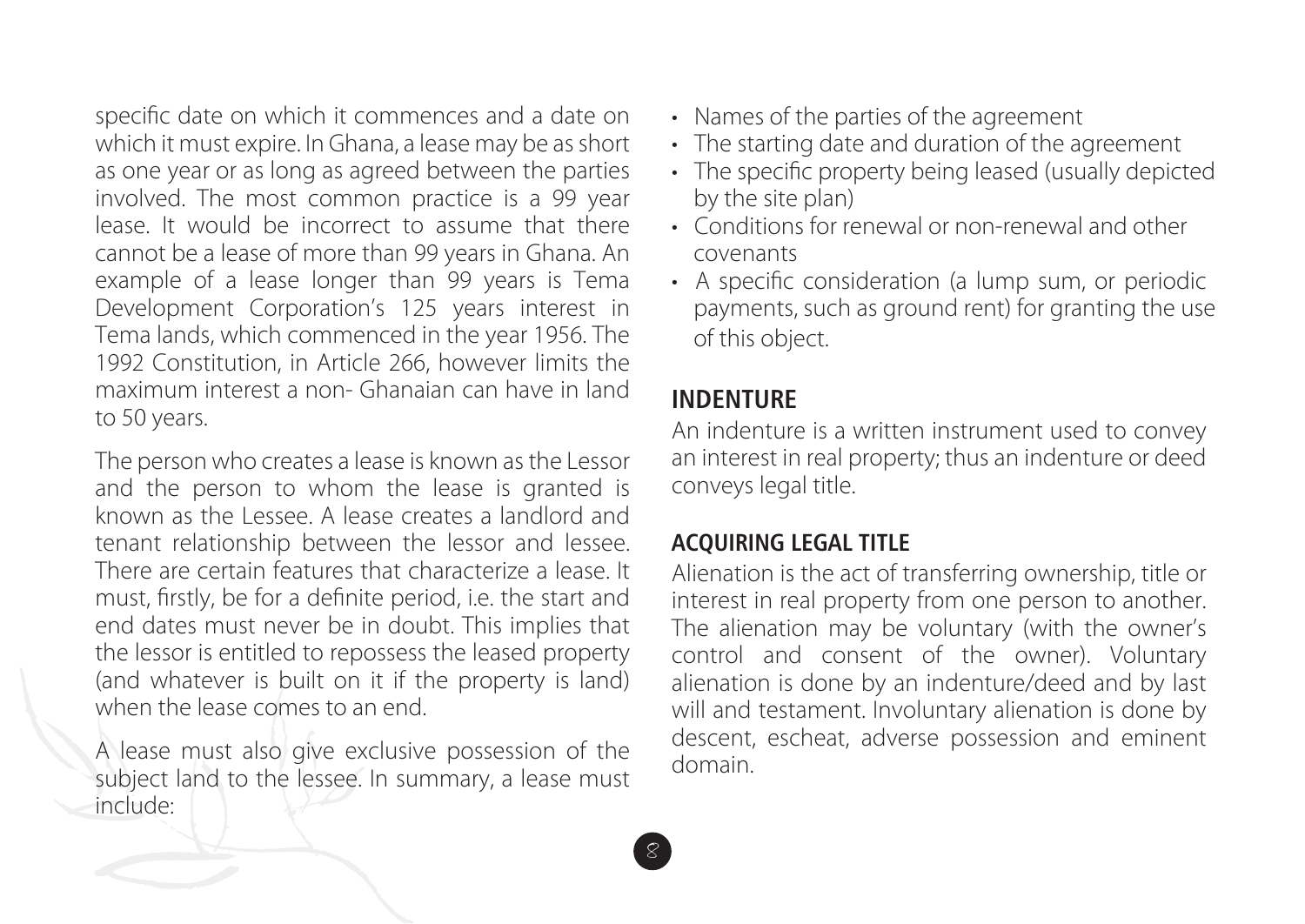specific date on which it commences and a date on which it must expire. In Ghana, a lease may be as short as one year or as long as agreed between the parties involved. The most common practice is a 99 year lease. It would be incorrect to assume that there cannot be a lease of more than 99 years in Ghana. An example of a lease longer than 99 years is Tema Development Corporation's 125 years interest in Tema lands, which commenced in the year 1956. The 1992 Constitution, in Article 266, however limits the maximum interest a non- Ghanaian can have in land to 50 years.

The person who creates a lease is known as the Lessor and the person to whom the lease is granted is known as the Lessee. A lease creates a landlord and tenant relationship between the lessor and lessee. There are certain features that characterize a lease. It must, firstly, be for a definite period, i.e. the start and end dates must never be in doubt. This implies that the lessor is entitled to repossess the leased property (and whatever is built on it if the property is land) when the lease comes to an end.

A lease must also give exclusive possession of the subject land to the lessee. In summary, a lease must include:

- Names of the parties of the agreement
- The starting date and duration of the agreement
- The specific property being leased (usually depicted by the site plan)
- Conditions for renewal or non-renewal and other covenants
- A specific consideration (a lump sum, or periodic payments, such as ground rent) for granting the use of this object.

## INDENTURE

An indenture is a written instrument used to convey an interest in real property; thus an indenture or deed conveys legal title.

### ACQUIRING LEGAL TITLE

Alienation is the act of transferring ownership, title or interest in real property from one person to another. The alienation may be voluntary (with the owner's control and consent of the owner). Voluntary alienation is done by an indenture/deed and by last will and testament. Involuntary alienation is done by descent, escheat, adverse possession and eminent domain.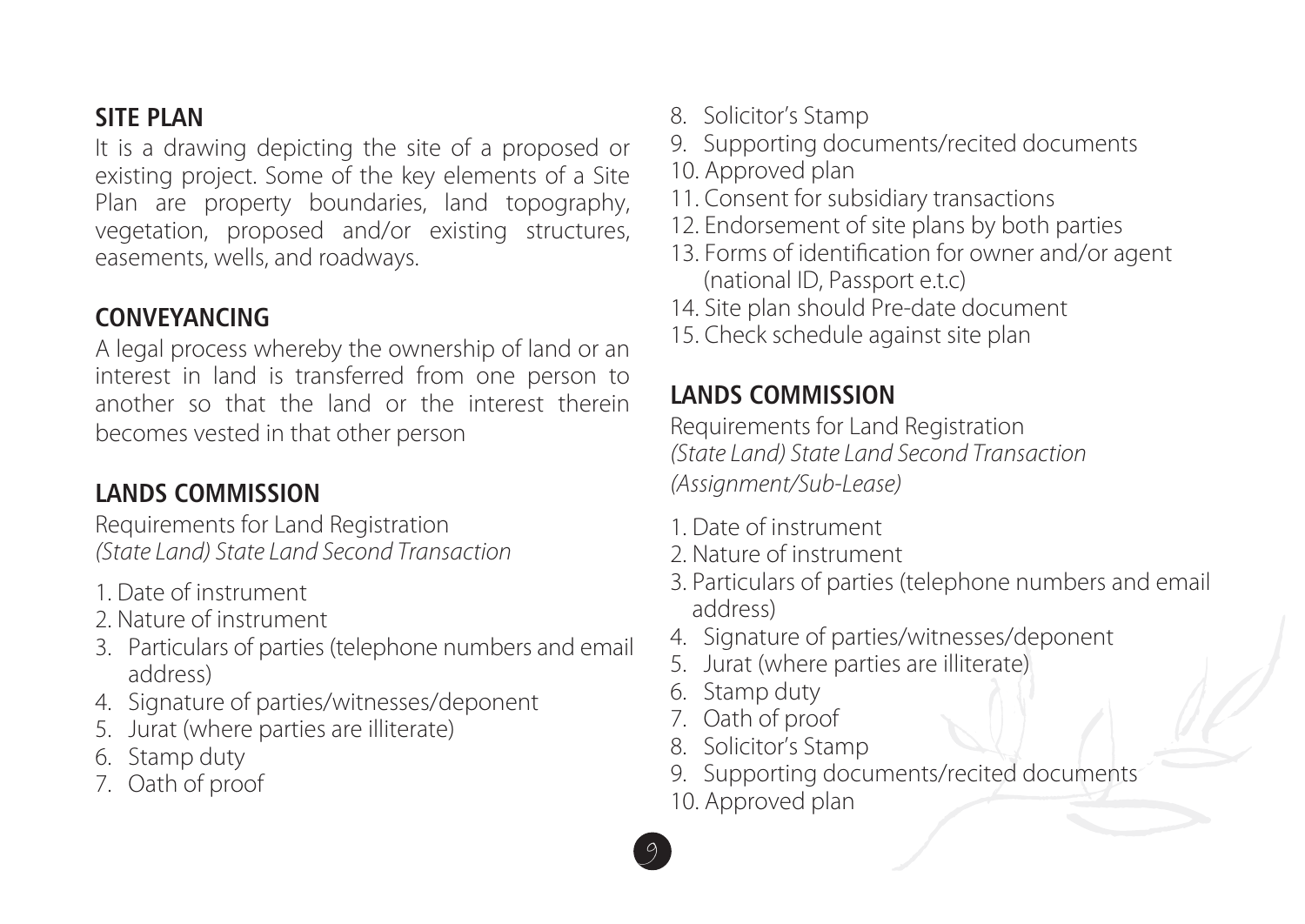## SITE PLAN

It is a drawing depicting the site of a proposed or existing project. Some of the key elements of a Site Plan are property boundaries, land topography, vegetation, proposed and/or existing structures, easements, wells, and roadways.

## CONVEYANCING

A legal process whereby the ownership of land or an interest in land is transferred from one person to another so that the land or the interest therein becomes vested in that other person

## LANDS COMMISSION

Requirements for Land Registration
*(State Land) State Land Second Transaction*

1. Date of instrument
2. Nature of instrument
3. Particulars of parties (telephone numbers and email address)
4. Signature of parties/witnesses/deponent
5. Jurat (where parties are illiterate)
6. Stamp duty
7. Oath of proof
8. Solicitor's Stamp
9. Supporting documents/recited documents
10. Approved plan
11. Consent for subsidiary transactions
12. Endorsement of site plans by both parties
13. Forms of identification for owner and/or agent (national ID, Passport e.t.c)
14. Site plan should Pre-date document
15. Check schedule against site plan

## LANDS COMMISSION

Requirements for Land Registration
*(State Land) State Land Second Transaction*
*(Assignment/Sub-Lease)*

1. Date of instrument
2. Nature of instrument
3. Particulars of parties (telephone numbers and email address)
4. Signature of parties/witnesses/deponent
5. Jurat (where parties are illiterate)
6. Stamp duty
7. Oath of proof
8. Solicitor's Stamp
9. Supporting documents/recited documents
10. Approved plan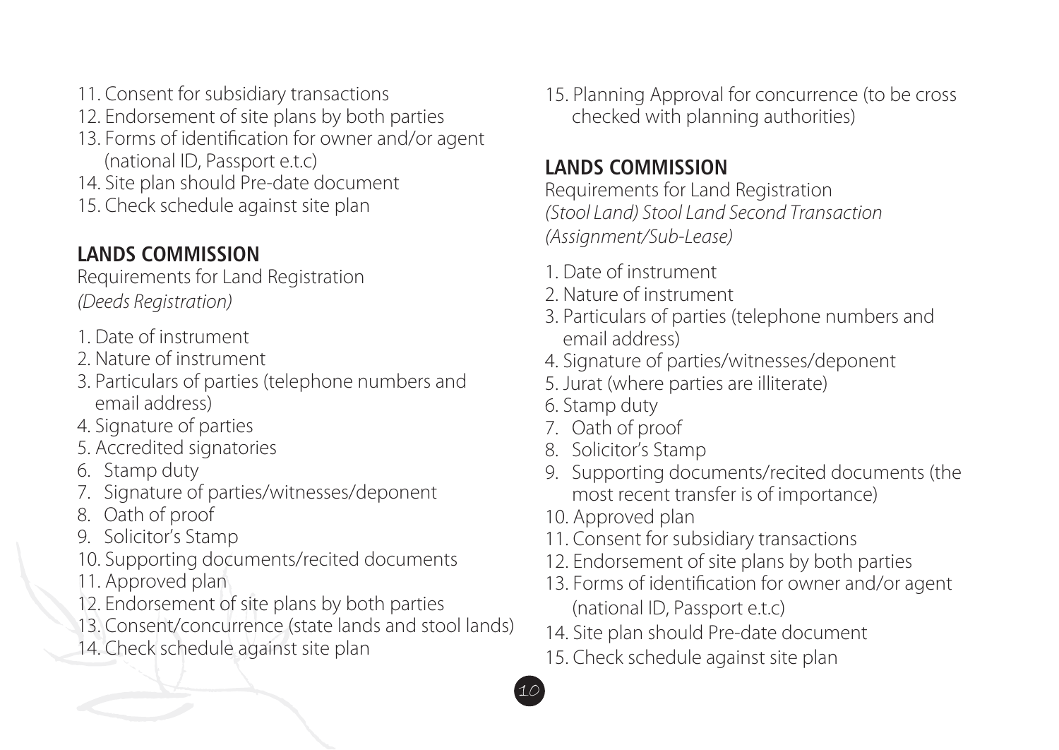11. Consent for subsidiary transactions
12. Endorsement of site plans by both parties
13. Forms of identification for owner and/or agent (national ID, Passport e.t.c)
14. Site plan should Pre-date document
15. Check schedule against site plan

## LANDS COMMISSION

Requirements for Land Registration
*(Deeds Registration)*

1. Date of instrument
2. Nature of instrument
3. Particulars of parties (telephone numbers and email address)
4. Signature of parties
5. Accredited signatories
6. Stamp duty
7. Signature of parties/witnesses/deponent
8. Oath of proof
9. Solicitor's Stamp
10. Supporting documents/recited documents
11. Approved plan
12. Endorsement of site plans by both parties
13. Consent/concurrence (state lands and stool lands)
14. Check schedule against site plan
15. Planning Approval for concurrence (to be cross checked with planning authorities)

## LANDS COMMISSION

Requirements for Land Registration
*(Stool Land) Stool Land Second Transaction (Assignment/Sub-Lease)*

1. Date of instrument
2. Nature of instrument
3. Particulars of parties (telephone numbers and email address)
4. Signature of parties/witnesses/deponent
5. Jurat (where parties are illiterate)
6. Stamp duty
7. Oath of proof
8. Solicitor's Stamp
9. Supporting documents/recited documents (the most recent transfer is of importance)
10. Approved plan
11. Consent for subsidiary transactions
12. Endorsement of site plans by both parties
13. Forms of identification for owner and/or agent (national ID, Passport e.t.c)
14. Site plan should Pre-date document
15. Check schedule against site plan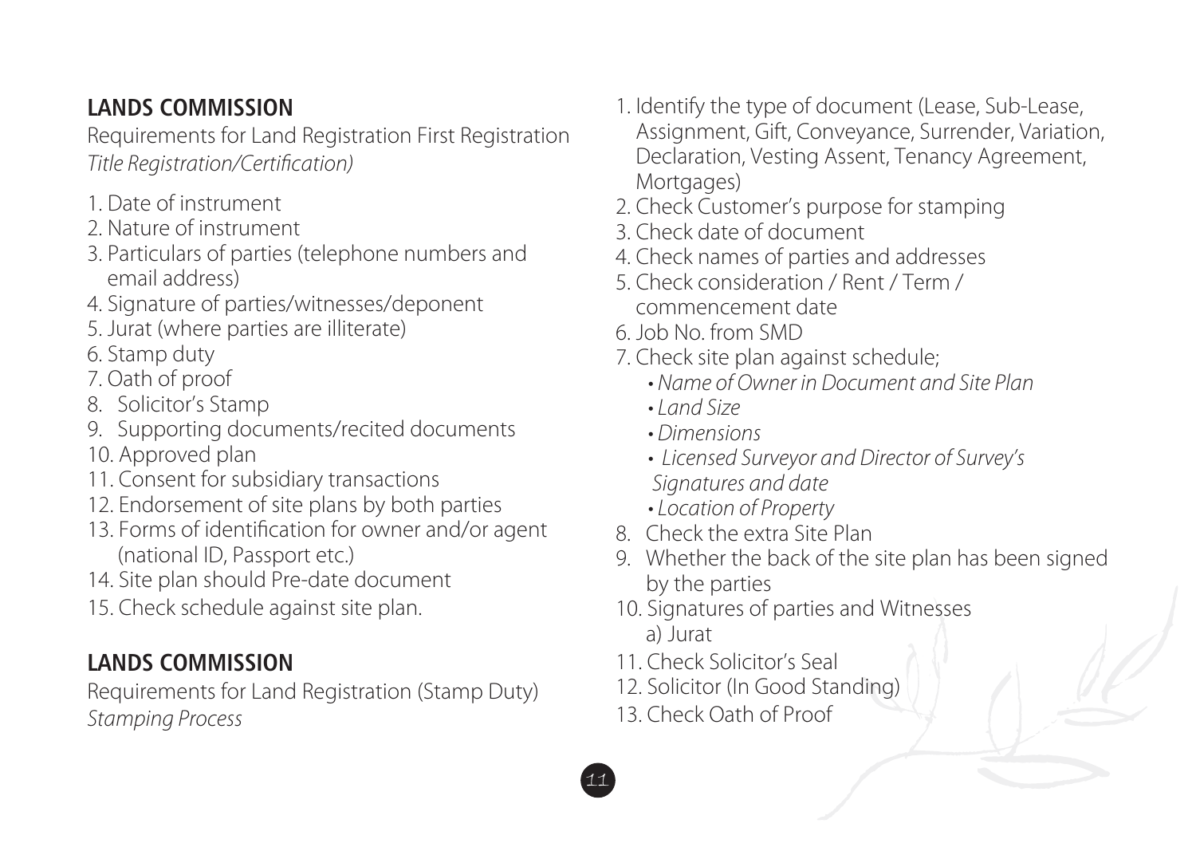## LANDS COMMISSION

Requirements for Land Registration First Registration
*Title Registration/Certification)*

1. Date of instrument
2. Nature of instrument
3. Particulars of parties (telephone numbers and email address)
4. Signature of parties/witnesses/deponent
5. Jurat (where parties are illiterate)
6. Stamp duty
7. Oath of proof
8. Solicitor's Stamp
9. Supporting documents/recited documents
10. Approved plan
11. Consent for subsidiary transactions
12. Endorsement of site plans by both parties
13. Forms of identification for owner and/or agent (national ID, Passport etc.)
14. Site plan should Pre-date document
15. Check schedule against site plan.

## LANDS COMMISSION

Requirements for Land Registration (Stamp Duty)
*Stamping Process*

1. Identify the type of document (Lease, Sub-Lease, Assignment, Gift, Conveyance, Surrender, Variation, Declaration, Vesting Assent, Tenancy Agreement, Mortgages)
2. Check Customer's purpose for stamping
3. Check date of document
4. Check names of parties and addresses
5. Check consideration / Rent / Term / commencement date
6. Job No. from SMD
7. Check site plan against schedule;
   - *Name of Owner in Document and Site Plan*
   - *Land Size*
   - *Dimensions*
   - *Licensed Surveyor and Director of Survey's Signatures and date*
   - *Location of Property*
8. Check the extra Site Plan
9. Whether the back of the site plan has been signed by the parties
10. Signatures of parties and Witnesses
    a) Jurat
11. Check Solicitor's Seal
12. Solicitor (In Good Standing)
13. Check Oath of Proof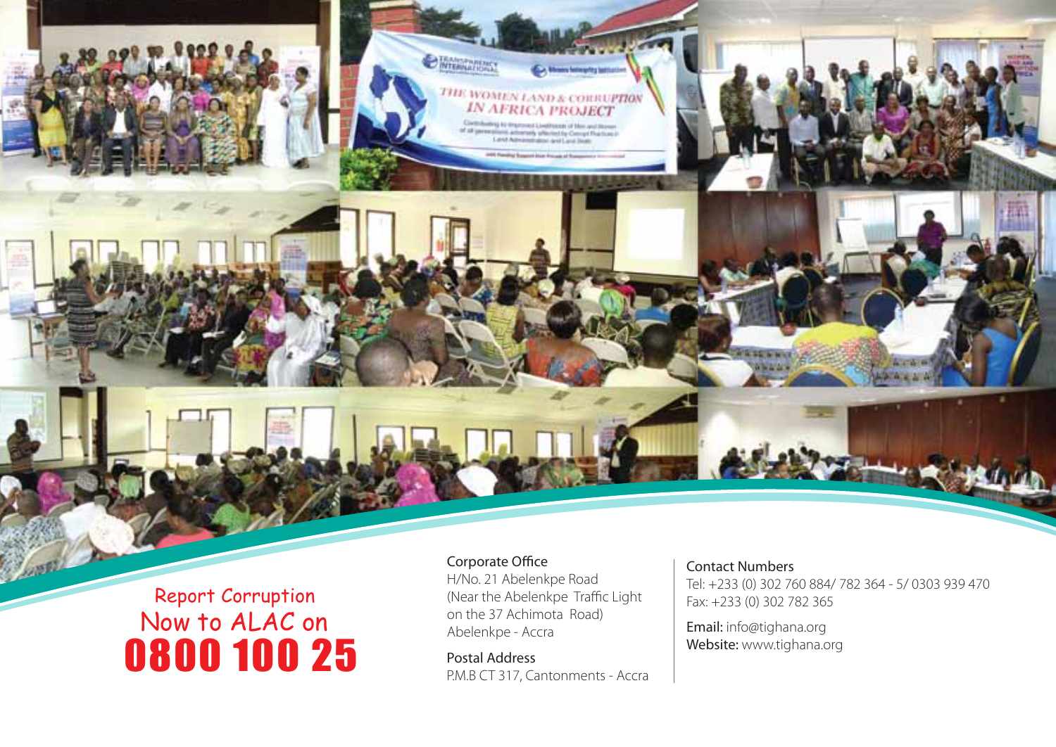Report Corruption
Now to ALAC on
**0800 100 25**

Corporate Office
H/No. 21 Abelenkpe Road
(Near the Abelenkpe Traffic Light
on the 37 Achimota Road)
Abelenkpe - Accra

Postal Address
P.M.B CT 317, Cantonments - Accra

Contact Numbers
Tel: +233 (0) 302 760 884/ 782 364 - 5/ 0303 939 470
Fax: +233 (0) 302 782 365

**Email:** info@tighana.org
**Website:** www.tighana.org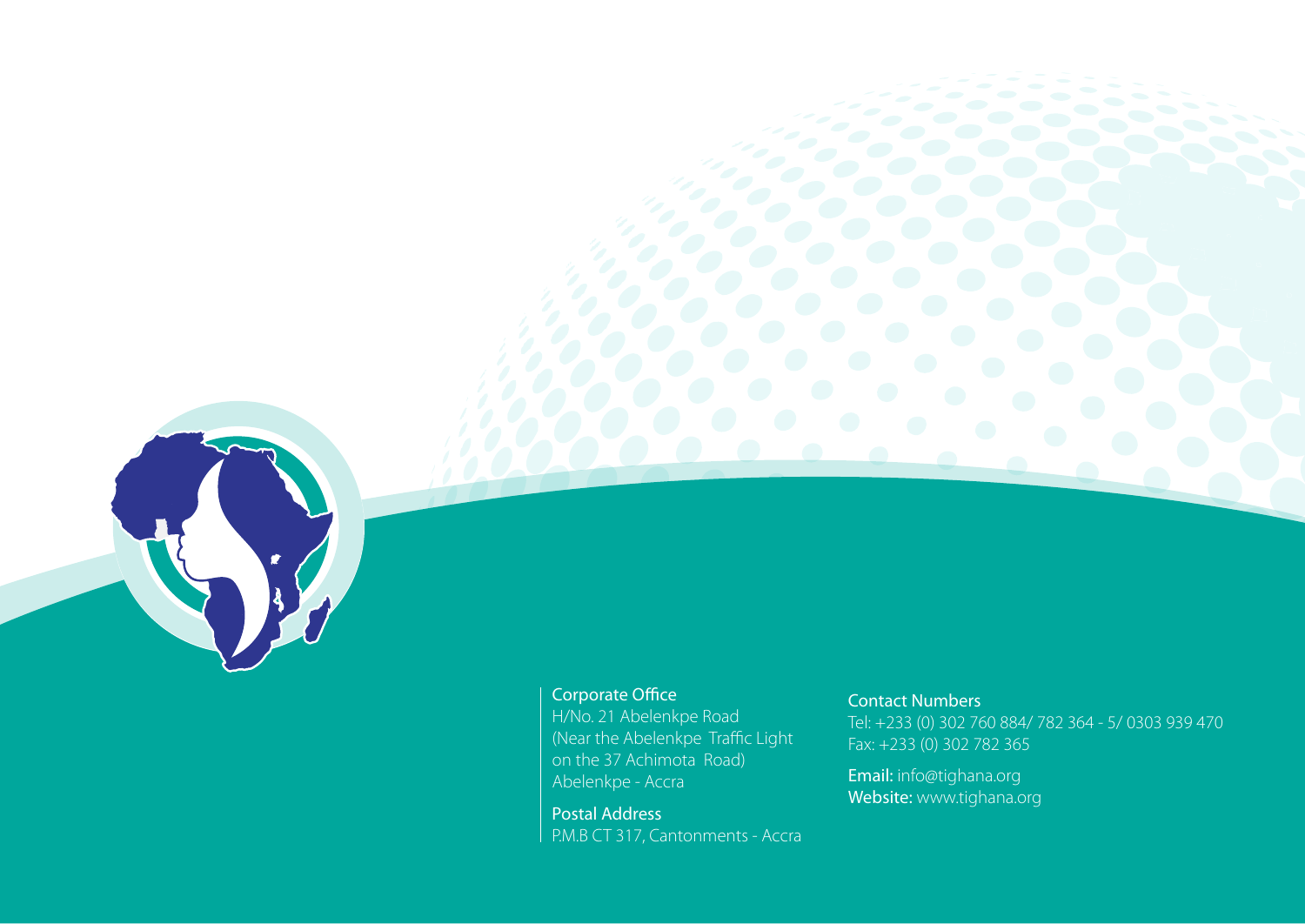Corporate Office
H/No. 21 Abelenkpe Road
(Near the Abelenkpe Traffic Light
on the 37 Achimota Road)
Abelenkpe - Accra

Postal Address
P.M.B CT 317, Cantonments - Accra

Contact Numbers
Tel: +233 (0) 302 760 884/ 782 364 - 5/ 0303 939 470
Fax: +233 (0) 302 782 365

**Email:** info@tighana.org
**Website:** www.tighana.org